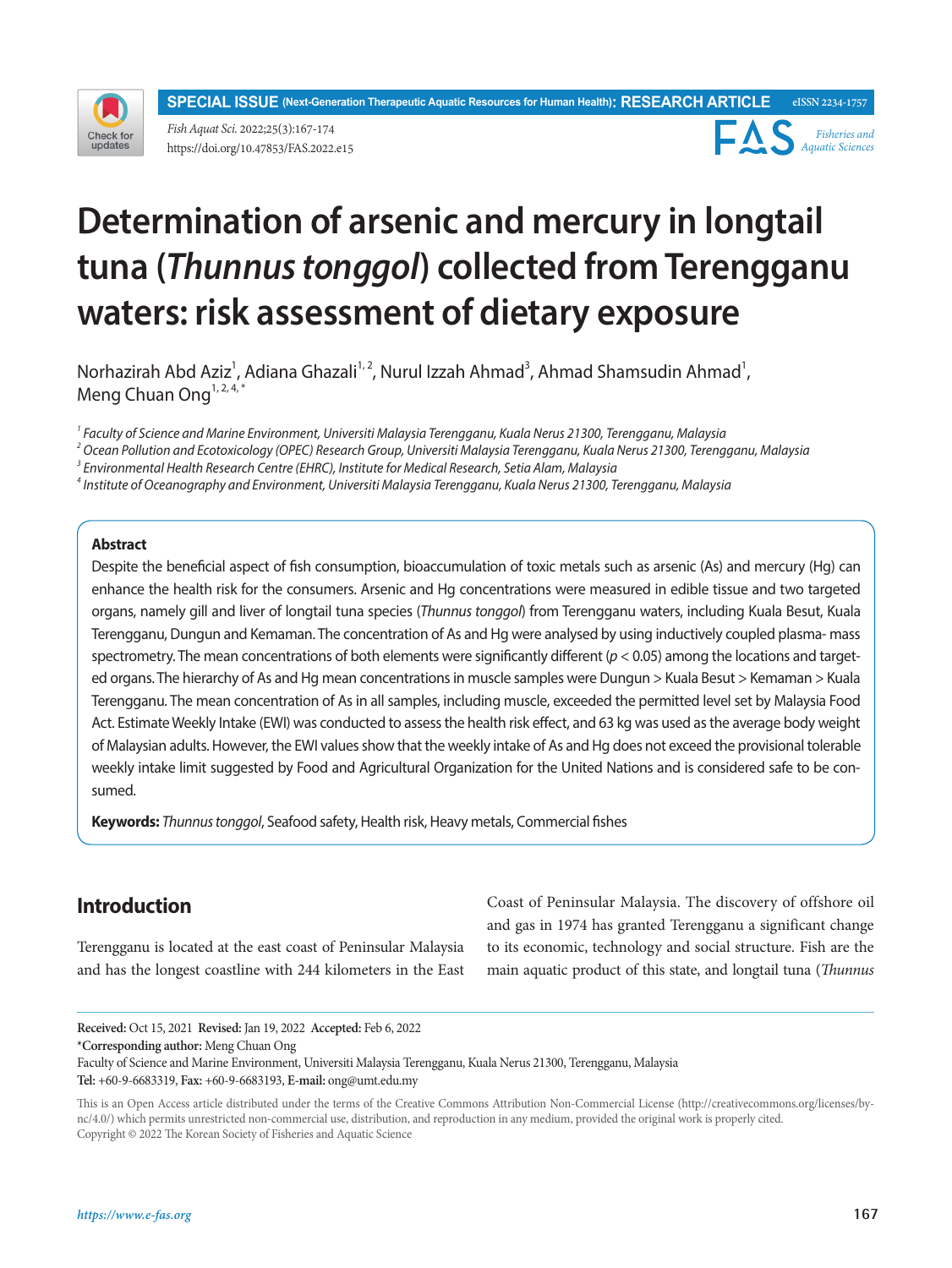# Determination of arsenic and mercury in longtail tuna (*Thunnus tonggol*) collected from Terengganu waters: risk assessment of dietary exposure

Norhazirah Abd Aziz[1], Adiana Ghazali[1,2], Nurul Izzah Ahmad[3], Ahmad Shamsudin Ahmad[1], Meng Chuan Ong[1,2,4,*]

[1] *Faculty of Science and Marine Environment, Universiti Malaysia Terengganu, Kuala Nerus 21300, Terengganu, Malaysia*
[2] *Ocean Pollution and Ecotoxicology (OPEC) Research Group, Universiti Malaysia Terengganu, Kuala Nerus 21300, Terengganu, Malaysia*
[3] *Environmental Health Research Centre (EHRC), Institute for Medical Research, Setia Alam, Malaysia*
[4] *Institute of Oceanography and Environment, Universiti Malaysia Terengganu, Kuala Nerus 21300, Terengganu, Malaysia*

**Abstract**

Despite the beneficial aspect of fish consumption, bioaccumulation of toxic metals such as arsenic (As) and mercury (Hg) can enhance the health risk for the consumers. Arsenic and Hg concentrations were measured in edible tissue and two targeted organs, namely gill and liver of longtail tuna species (*Thunnus tonggol*) from Terengganu waters, including Kuala Besut, Kuala Terengganu, Dungun and Kemaman. The concentration of As and Hg were analysed by using inductively coupled plasma- mass spectrometry. The mean concentrations of both elements were significantly different ($p < 0.05$) among the locations and targeted organs. The hierarchy of As and Hg mean concentrations in muscle samples were Dungun > Kuala Besut > Kemaman > Kuala Terengganu. The mean concentration of As in all samples, including muscle, exceeded the permitted level set by Malaysia Food Act. Estimate Weekly Intake (EWI) was conducted to assess the health risk effect, and 63 kg was used as the average body weight of Malaysian adults. However, the EWI values show that the weekly intake of As and Hg does not exceed the provisional tolerable weekly intake limit suggested by Food and Agricultural Organization for the United Nations and is considered safe to be consumed.

**Keywords:** *Thunnus tonggol*, Seafood safety, Health risk, Heavy metals, Commercial fishes

## Introduction

Terengganu is located at the east coast of Peninsular Malaysia and has the longest coastline with 244 kilometers in the East Coast of Peninsular Malaysia. The discovery of offshore oil and gas in 1974 has granted Terengganu a significant change to its economic, technology and social structure. Fish are the main aquatic product of this state, and longtail tuna (*Thunnus*

**Received:** Oct 15, 2021 **Revised:** Jan 19, 2022 **Accepted:** Feb 6, 2022
***Corresponding author:** Meng Chuan Ong
Faculty of Science and Marine Environment, Universiti Malaysia Terengganu, Kuala Nerus 21300, Terengganu, Malaysia
**Tel:** +60-9-6683319, **Fax:** +60-9-6683193, **E-mail:** ong@umt.edu.my

This is an Open Access article distributed under the terms of the Creative Commons Attribution Non-Commercial License (http://creativecommons.org/licenses/by-nc/4.0/) which permits unrestricted non-commercial use, distribution, and reproduction in any medium, provided the original work is properly cited.
Copyright © 2022 The Korean Society of Fisheries and Aquatic Science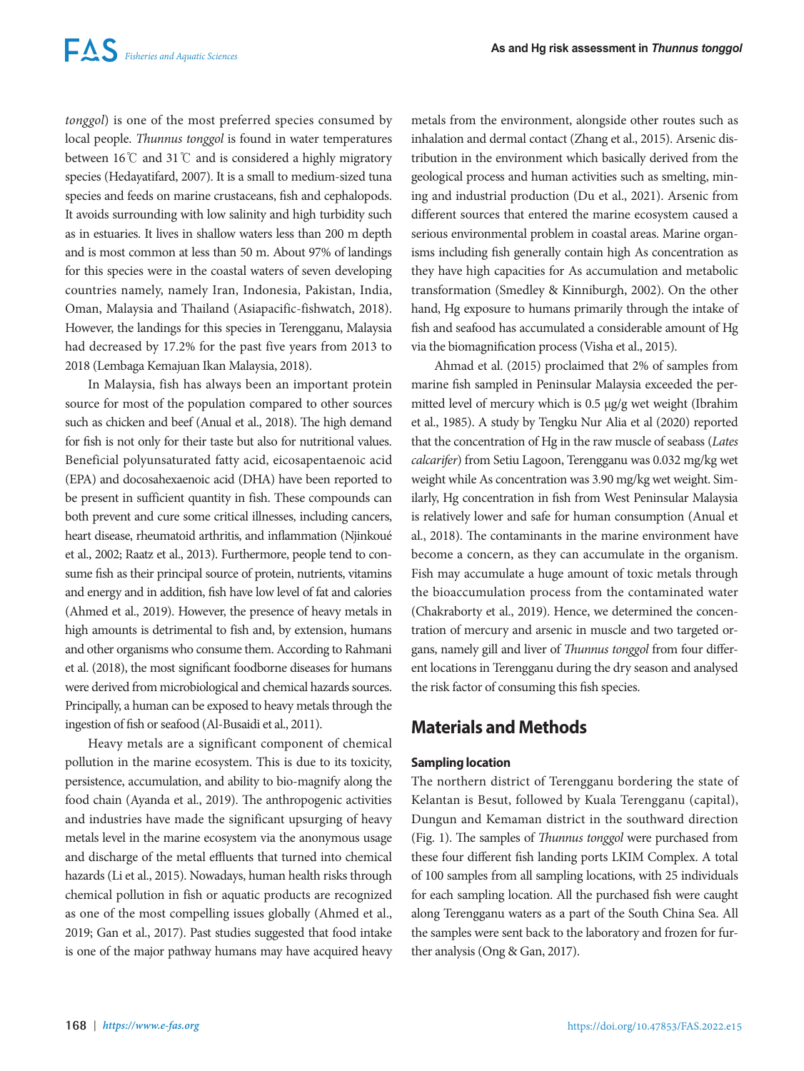*tonggol*) is one of the most preferred species consumed by local people. *Thunnus tonggol* is found in water temperatures between 16℃ and 31℃ and is considered a highly migratory species (Hedayatifard, 2007). It is a small to medium-sized tuna species and feeds on marine crustaceans, fish and cephalopods. It avoids surrounding with low salinity and high turbidity such as in estuaries. It lives in shallow waters less than 200 m depth and is most common at less than 50 m. About 97% of landings for this species were in the coastal waters of seven developing countries namely, namely Iran, Indonesia, Pakistan, India, Oman, Malaysia and Thailand (Asiapacific-fishwatch, 2018). However, the landings for this species in Terengganu, Malaysia had decreased by 17.2% for the past five years from 2013 to 2018 (Lembaga Kemajuan Ikan Malaysia, 2018).

In Malaysia, fish has always been an important protein source for most of the population compared to other sources such as chicken and beef (Anual et al., 2018). The high demand for fish is not only for their taste but also for nutritional values. Beneficial polyunsaturated fatty acid, eicosapentaenoic acid (EPA) and docosahexaenoic acid (DHA) have been reported to be present in sufficient quantity in fish. These compounds can both prevent and cure some critical illnesses, including cancers, heart disease, rheumatoid arthritis, and inflammation (Njinkoué et al., 2002; Raatz et al., 2013). Furthermore, people tend to consume fish as their principal source of protein, nutrients, vitamins and energy and in addition, fish have low level of fat and calories (Ahmed et al., 2019). However, the presence of heavy metals in high amounts is detrimental to fish and, by extension, humans and other organisms who consume them. According to Rahmani et al. (2018), the most significant foodborne diseases for humans were derived from microbiological and chemical hazards sources. Principally, a human can be exposed to heavy metals through the ingestion of fish or seafood (Al-Busaidi et al., 2011).

Heavy metals are a significant component of chemical pollution in the marine ecosystem. This is due to its toxicity, persistence, accumulation, and ability to bio-magnify along the food chain (Ayanda et al., 2019). The anthropogenic activities and industries have made the significant upsurging of heavy metals level in the marine ecosystem via the anonymous usage and discharge of the metal effluents that turned into chemical hazards (Li et al., 2015). Nowadays, human health risks through chemical pollution in fish or aquatic products are recognized as one of the most compelling issues globally (Ahmed et al., 2019; Gan et al., 2017). Past studies suggested that food intake is one of the major pathway humans may have acquired heavy metals from the environment, alongside other routes such as inhalation and dermal contact (Zhang et al., 2015). Arsenic distribution in the environment which basically derived from the geological process and human activities such as smelting, mining and industrial production (Du et al., 2021). Arsenic from different sources that entered the marine ecosystem caused a serious environmental problem in coastal areas. Marine organisms including fish generally contain high As concentration as they have high capacities for As accumulation and metabolic transformation (Smedley & Kinniburgh, 2002). On the other hand, Hg exposure to humans primarily through the intake of fish and seafood has accumulated a considerable amount of Hg via the biomagnification process (Visha et al., 2015).

Ahmad et al. (2015) proclaimed that 2% of samples from marine fish sampled in Peninsular Malaysia exceeded the permitted level of mercury which is 0.5 μg/g wet weight (Ibrahim et al., 1985). A study by Tengku Nur Alia et al (2020) reported that the concentration of Hg in the raw muscle of seabass (*Lates calcarifer*) from Setiu Lagoon, Terengganu was 0.032 mg/kg wet weight while As concentration was 3.90 mg/kg wet weight. Similarly, Hg concentration in fish from West Peninsular Malaysia is relatively lower and safe for human consumption (Anual et al., 2018). The contaminants in the marine environment have become a concern, as they can accumulate in the organism. Fish may accumulate a huge amount of toxic metals through the bioaccumulation process from the contaminated water (Chakraborty et al., 2019). Hence, we determined the concentration of mercury and arsenic in muscle and two targeted organs, namely gill and liver of *Thunnus tonggol* from four different locations in Terengganu during the dry season and analysed the risk factor of consuming this fish species.

## Materials and Methods

### Sampling location

The northern district of Terengganu bordering the state of Kelantan is Besut, followed by Kuala Terengganu (capital), Dungun and Kemaman district in the southward direction (Fig. 1). The samples of *Thunnus tonggol* were purchased from these four different fish landing ports LKIM Complex. A total of 100 samples from all sampling locations, with 25 individuals for each sampling location. All the purchased fish were caught along Terengganu waters as a part of the South China Sea. All the samples were sent back to the laboratory and frozen for further analysis (Ong & Gan, 2017).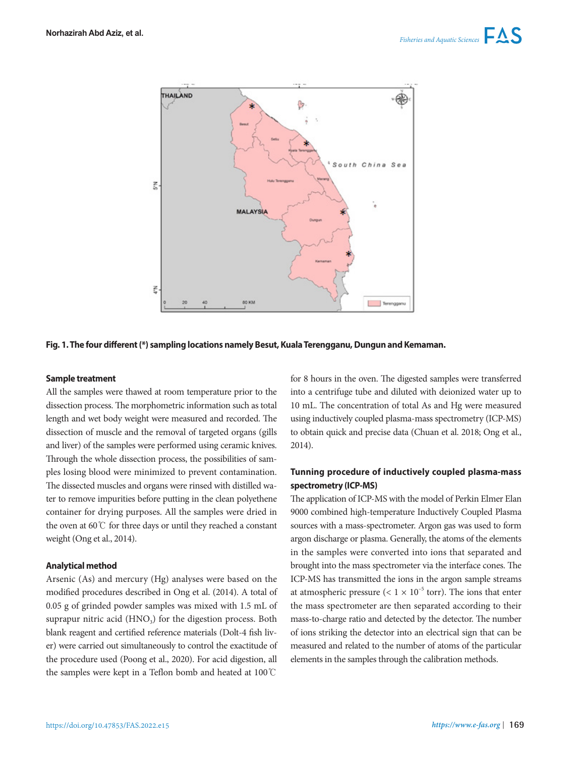**Fig. 1. The four different (*) sampling locations namely Besut, Kuala Terengganu, Dungun and Kemaman.**

### Sample treatment

All the samples were thawed at room temperature prior to the dissection process. The morphometric information such as total length and wet body weight were measured and recorded. The dissection of muscle and the removal of targeted organs (gills and liver) of the samples were performed using ceramic knives. Through the whole dissection process, the possibilities of samples losing blood were minimized to prevent contamination. The dissected muscles and organs were rinsed with distilled water to remove impurities before putting in the clean polyethene container for drying purposes. All the samples were dried in the oven at 60℃ for three days or until they reached a constant weight (Ong et al., 2014).

### Analytical method

Arsenic (As) and mercury (Hg) analyses were based on the modified procedures described in Ong et al. (2014). A total of 0.05 g of grinded powder samples was mixed with 1.5 mL of suprapur nitric acid ($HNO_3$) for the digestion process. Both blank reagent and certified reference materials (Dolt-4 fish liver) were carried out simultaneously to control the exactitude of the procedure used (Poong et al., 2020). For acid digestion, all the samples were kept in a Teflon bomb and heated at 100℃ for 8 hours in the oven. The digested samples were transferred into a centrifuge tube and diluted with deionized water up to 10 mL. The concentration of total As and Hg were measured using inductively coupled plasma-mass spectrometry (ICP-MS) to obtain quick and precise data (Chuan et al. 2018; Ong et al., 2014).

### Tunning procedure of inductively coupled plasma-mass spectrometry (ICP-MS)

The application of ICP-MS with the model of Perkin Elmer Elan 9000 combined high-temperature Inductively Coupled Plasma sources with a mass-spectrometer. Argon gas was used to form argon discharge or plasma. Generally, the atoms of the elements in the samples were converted into ions that separated and brought into the mass spectrometer via the interface cones. The ICP-MS has transmitted the ions in the argon sample streams at atmospheric pressure ($< 1 \times 10^{-5}$ torr). The ions that enter the mass spectrometer are then separated according to their mass-to-charge ratio and detected by the detector. The number of ions striking the detector into an electrical sign that can be measured and related to the number of atoms of the particular elements in the samples through the calibration methods.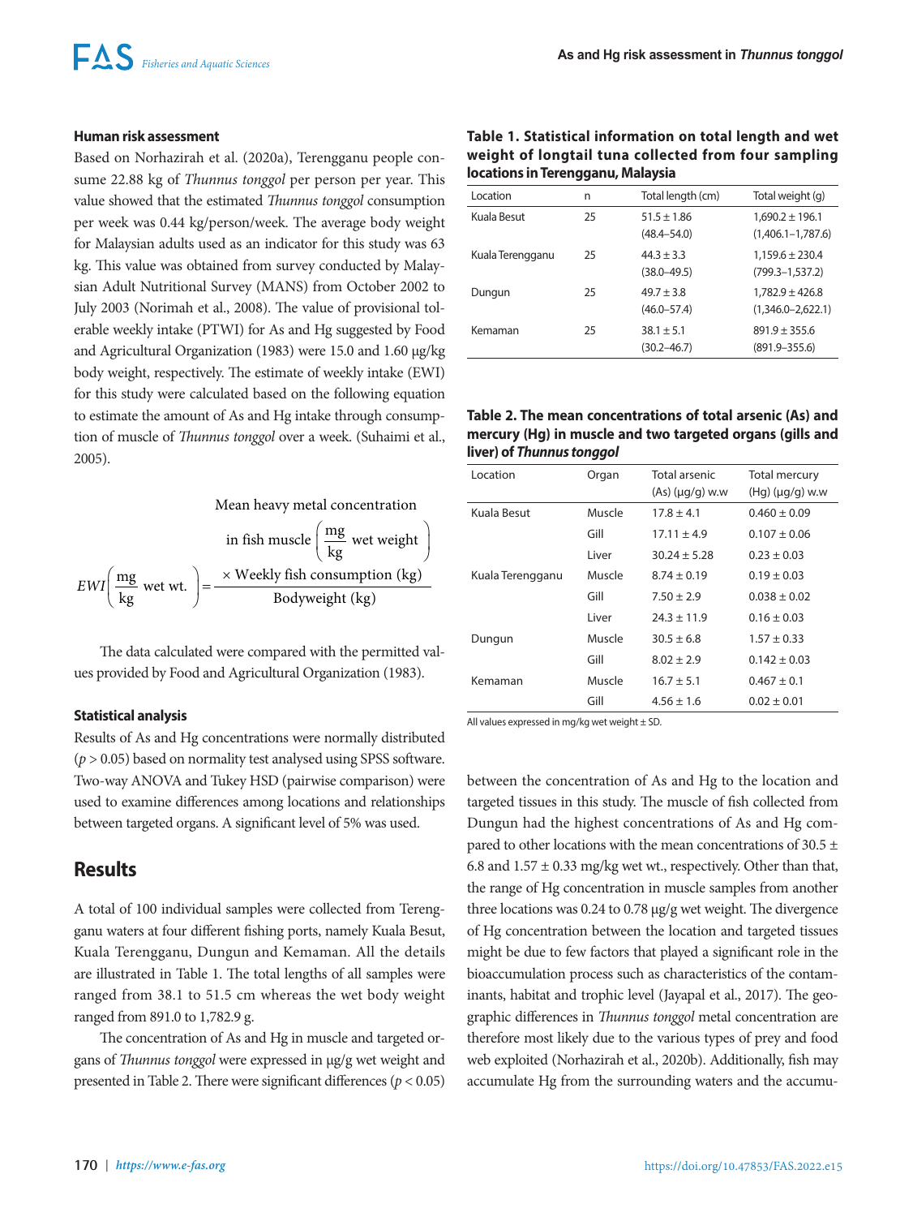### Human risk assessment

Based on Norhazirah et al. (2020a), Terengganu people consume 22.88 kg of *Thunnus tonggol* per person per year. This value showed that the estimated *Thunnus tonggol* consumption per week was 0.44 kg/person/week. The average body weight for Malaysian adults used as an indicator for this study was 63 kg. This value was obtained from survey conducted by Malaysian Adult Nutritional Survey (MANS) from October 2002 to July 2003 (Norimah et al., 2008). The value of provisional tolerable weekly intake (PTWI) for As and Hg suggested by Food and Agricultural Organization (1983) were 15.0 and 1.60 μg/kg body weight, respectively. The estimate of weekly intake (EWI) for this study were calculated based on the following equation to estimate the amount of As and Hg intake through consumption of muscle of *Thunnus tonggol* over a week. (Suhaimi et al., 2005).

$$EWI\left(\frac{\text{mg}}{\text{kg}}\text{ wet wt.}\right)=\frac{\begin{array}{c}\text{Mean heavy metal concentration}\\ \text{in fish muscle}\left(\frac{\text{mg}}{\text{kg}}\text{ wet weight}\right)\\ \times\text{ Weekly fish consumption (kg)}\end{array}}{\text{Bodyweight (kg)}}$$

The data calculated were compared with the permitted values provided by Food and Agricultural Organization (1983).

### Statistical analysis

Results of As and Hg concentrations were normally distributed ($p > 0.05$) based on normality test analysed using SPSS software. Two-way ANOVA and Tukey HSD (pairwise comparison) were used to examine differences among locations and relationships between targeted organs. A significant level of 5% was used.

## Results

A total of 100 individual samples were collected from Terengganu waters at four different fishing ports, namely Kuala Besut, Kuala Terengganu, Dungun and Kemaman. All the details are illustrated in Table 1. The total lengths of all samples were ranged from 38.1 to 51.5 cm whereas the wet body weight ranged from 891.0 to 1,782.9 g.

The concentration of As and Hg in muscle and targeted organs of *Thunnus tonggol* were expressed in μg/g wet weight and presented in Table 2. There were significant differences ($p < 0.05$) between the concentration of As and Hg to the location and targeted tissues in this study. The muscle of fish collected from Dungun had the highest concentrations of As and Hg compared to other locations with the mean concentrations of 30.5 ± 6.8 and 1.57 ± 0.33 mg/kg wet wt., respectively. Other than that, the range of Hg concentration in muscle samples from another three locations was 0.24 to 0.78 μg/g wet weight. The divergence of Hg concentration between the location and targeted tissues might be due to few factors that played a significant role in the bioaccumulation process such as characteristics of the contaminants, habitat and trophic level (Jayapal et al., 2017). The geographic differences in *Thunnus tonggol* metal concentration are therefore most likely due to the various types of prey and food web exploited (Norhazirah et al., 2020b). Additionally, fish may accumulate Hg from the surrounding waters and the accumu-

**Table 1. Statistical information on total length and wet weight of longtail tuna collected from four sampling locations in Terengganu, Malaysia**

| Location | n | Total length (cm) | Total weight (g) |
|---|---|---|---|
| Kuala Besut | 25 | 51.5 ± 1.86 (48.4–54.0) | 1,690.2 ± 196.1 (1,406.1–1,787.6) |
| Kuala Terengganu | 25 | 44.3 ± 3.3 (38.0–49.5) | 1,159.6 ± 230.4 (799.3–1,537.2) |
| Dungun | 25 | 49.7 ± 3.8 (46.0–57.4) | 1,782.9 ± 426.8 (1,346.0–2,622.1) |
| Kemaman | 25 | 38.1 ± 5.1 (30.2–46.7) | 891.9 ± 355.6 (891.9–355.6) |

**Table 2. The mean concentrations of total arsenic (As) and mercury (Hg) in muscle and two targeted organs (gills and liver) of *Thunnus tonggol***

| Location | Organ | Total arsenic (As) (μg/g) w.w | Total mercury (Hg) (μg/g) w.w |
|---|---|---|---|
| Kuala Besut | Muscle | 17.8 ± 4.1 | 0.460 ± 0.09 |
| | Gill | 17.11 ± 4.9 | 0.107 ± 0.06 |
| | Liver | 30.24 ± 5.28 | 0.23 ± 0.03 |
| Kuala Terengganu | Muscle | 8.74 ± 0.19 | 0.19 ± 0.03 |
| | Gill | 7.50 ± 2.9 | 0.038 ± 0.02 |
| | Liver | 24.3 ± 11.9 | 0.16 ± 0.03 |
| Dungun | Muscle | 30.5 ± 6.8 | 1.57 ± 0.33 |
| | Gill | 8.02 ± 2.9 | 0.142 ± 0.03 |
| Kemaman | Muscle | 16.7 ± 5.1 | 0.467 ± 0.1 |
| | Gill | 4.56 ± 1.6 | 0.02 ± 0.01 |

All values expressed in mg/kg wet weight ± SD.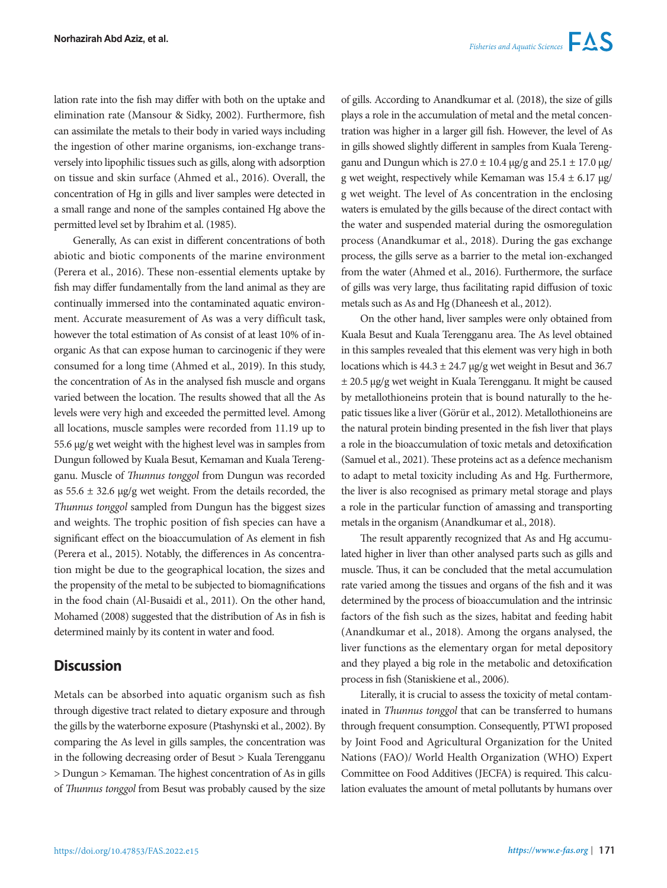lation rate into the fish may differ with both on the uptake and elimination rate (Mansour & Sidky, 2002). Furthermore, fish can assimilate the metals to their body in varied ways including the ingestion of other marine organisms, ion-exchange transversely into lipophilic tissues such as gills, along with adsorption on tissue and skin surface (Ahmed et al., 2016). Overall, the concentration of Hg in gills and liver samples were detected in a small range and none of the samples contained Hg above the permitted level set by Ibrahim et al. (1985).

Generally, As can exist in different concentrations of both abiotic and biotic components of the marine environment (Perera et al., 2016). These non-essential elements uptake by fish may differ fundamentally from the land animal as they are continually immersed into the contaminated aquatic environment. Accurate measurement of As was a very difficult task, however the total estimation of As consist of at least 10% of inorganic As that can expose human to carcinogenic if they were consumed for a long time (Ahmed et al., 2019). In this study, the concentration of As in the analysed fish muscle and organs varied between the location. The results showed that all the As levels were very high and exceeded the permitted level. Among all locations, muscle samples were recorded from 11.19 up to 55.6 μg/g wet weight with the highest level was in samples from Dungun followed by Kuala Besut, Kemaman and Kuala Terengganu. Muscle of *Thunnus tonggol* from Dungun was recorded as 55.6 ± 32.6 μg/g wet weight. From the details recorded, the *Thunnus tonggol* sampled from Dungun has the biggest sizes and weights. The trophic position of fish species can have a significant effect on the bioaccumulation of As element in fish (Perera et al., 2015). Notably, the differences in As concentration might be due to the geographical location, the sizes and the propensity of the metal to be subjected to biomagnifications in the food chain (Al-Busaidi et al., 2011). On the other hand, Mohamed (2008) suggested that the distribution of As in fish is determined mainly by its content in water and food.

## Discussion

Metals can be absorbed into aquatic organism such as fish through digestive tract related to dietary exposure and through the gills by the waterborne exposure (Ptashynski et al., 2002). By comparing the As level in gills samples, the concentration was in the following decreasing order of Besut > Kuala Terengganu > Dungun > Kemaman. The highest concentration of As in gills of *Thunnus tonggol* from Besut was probably caused by the size of gills. According to Anandkumar et al. (2018), the size of gills plays a role in the accumulation of metal and the metal concentration was higher in a larger gill fish. However, the level of As in gills showed slightly different in samples from Kuala Terengganu and Dungun which is 27.0 ± 10.4 μg/g and 25.1 ± 17.0 μg/g wet weight, respectively while Kemaman was 15.4 ± 6.17 μg/g wet weight. The level of As concentration in the enclosing waters is emulated by the gills because of the direct contact with the water and suspended material during the osmoregulation process (Anandkumar et al., 2018). During the gas exchange process, the gills serve as a barrier to the metal ion-exchanged from the water (Ahmed et al., 2016). Furthermore, the surface of gills was very large, thus facilitating rapid diffusion of toxic metals such as As and Hg (Dhaneesh et al., 2012).

On the other hand, liver samples were only obtained from Kuala Besut and Kuala Terengganu area. The As level obtained in this samples revealed that this element was very high in both locations which is 44.3 ± 24.7 μg/g wet weight in Besut and 36.7 ± 20.5 μg/g wet weight in Kuala Terengganu. It might be caused by metallothioneins protein that is bound naturally to the hepatic tissues like a liver (Görür et al., 2012). Metallothioneins are the natural protein binding presented in the fish liver that plays a role in the bioaccumulation of toxic metals and detoxification (Samuel et al., 2021). These proteins act as a defence mechanism to adapt to metal toxicity including As and Hg. Furthermore, the liver is also recognised as primary metal storage and plays a role in the particular function of amassing and transporting metals in the organism (Anandkumar et al., 2018).

The result apparently recognized that As and Hg accumulated higher in liver than other analysed parts such as gills and muscle. Thus, it can be concluded that the metal accumulation rate varied among the tissues and organs of the fish and it was determined by the process of bioaccumulation and the intrinsic factors of the fish such as the sizes, habitat and feeding habit (Anandkumar et al., 2018). Among the organs analysed, the liver functions as the elementary organ for metal depository and they played a big role in the metabolic and detoxification process in fish (Staniskiene et al., 2006).

Literally, it is crucial to assess the toxicity of metal contaminated in *Thunnus tonggol* that can be transferred to humans through frequent consumption. Consequently, PTWI proposed by Joint Food and Agricultural Organization for the United Nations (FAO)/ World Health Organization (WHO) Expert Committee on Food Additives (JECFA) is required. This calculation evaluates the amount of metal pollutants by humans over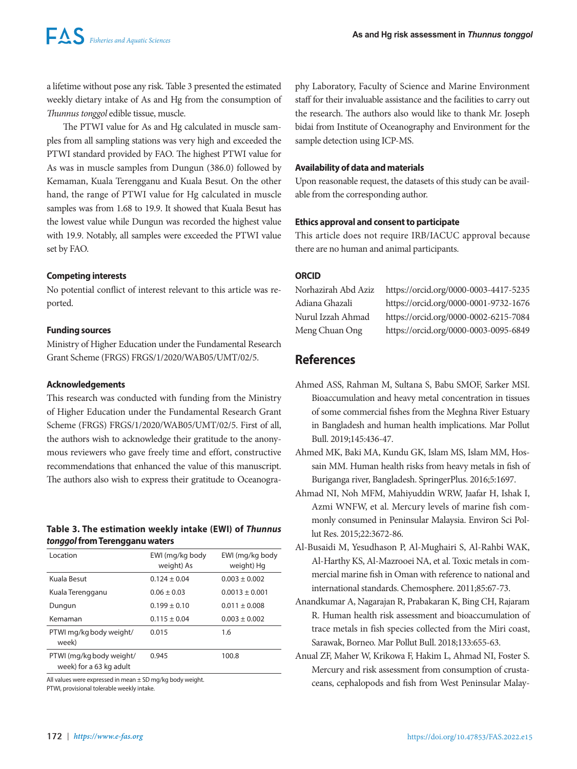a lifetime without pose any risk. Table 3 presented the estimated weekly dietary intake of As and Hg from the consumption of *Thunnus tonggol* edible tissue, muscle.

The PTWI value for As and Hg calculated in muscle samples from all sampling stations was very high and exceeded the PTWI standard provided by FAO. The highest PTWI value for As was in muscle samples from Dungun (386.0) followed by Kemaman, Kuala Terengganu and Kuala Besut. On the other hand, the range of PTWI value for Hg calculated in muscle samples was from 1.68 to 19.9. It showed that Kuala Besut has the lowest value while Dungun was recorded the highest value with 19.9. Notably, all samples were exceeded the PTWI value set by FAO.

**Table 3. The estimation weekly intake (EWI) of *Thunnus tonggol* from Terengganu waters**

| Location | EWI (mg/kg body weight) As | EWI (mg/kg body weight) Hg |
|---|---|---|
| Kuala Besut | 0.124 ± 0.04 | 0.003 ± 0.002 |
| Kuala Terengganu | 0.06 ± 0.03 | 0.0013 ± 0.001 |
| Dungun | 0.199 ± 0.10 | 0.011 ± 0.008 |
| Kemaman | 0.115 ± 0.04 | 0.003 ± 0.002 |
| PTWI mg/kg body weight/week) | 0.015 | 1.6 |
| PTWI (mg/kg body weight/week) for a 63 kg adult | 0.945 | 100.8 |

All values were expressed in mean ± SD mg/kg body weight.
PTWI, provisional tolerable weekly intake.

### Competing interests

No potential conflict of interest relevant to this article was reported.

### Funding sources

Ministry of Higher Education under the Fundamental Research Grant Scheme (FRGS) FRGS/1/2020/WAB05/UMT/02/5.

### Acknowledgements

This research was conducted with funding from the Ministry of Higher Education under the Fundamental Research Grant Scheme (FRGS) FRGS/1/2020/WAB05/UMT/02/5. First of all, the authors wish to acknowledge their gratitude to the anonymous reviewers who gave freely time and effort, constructive recommendations that enhanced the value of this manuscript. The authors also wish to express their gratitude to Oceanography Laboratory, Faculty of Science and Marine Environment staff for their invaluable assistance and the facilities to carry out the research. The authors also would like to thank Mr. Joseph bidai from Institute of Oceanography and Environment for the sample detection using ICP-MS.

### Availability of data and materials

Upon reasonable request, the datasets of this study can be available from the corresponding author.

### Ethics approval and consent to participate

This article does not require IRB/IACUC approval because there are no human and animal participants.

### ORCID

| | |
|---|---|
| Norhazirah Abd Aziz | https://orcid.org/0000-0003-4417-5235 |
| Adiana Ghazali | https://orcid.org/0000-0001-9732-1676 |
| Nurul Izzah Ahmad | https://orcid.org/0000-0002-6215-7084 |
| Meng Chuan Ong | https://orcid.org/0000-0003-0095-6849 |

## References

Ahmed ASS, Rahman M, Sultana S, Babu SMOF, Sarker MSI. Bioaccumulation and heavy metal concentration in tissues of some commercial fishes from the Meghna River Estuary in Bangladesh and human health implications. Mar Pollut Bull. 2019;145:436-47.

Ahmed MK, Baki MA, Kundu GK, Islam MS, Islam MM, Hossain MM. Human health risks from heavy metals in fish of Buriganga river, Bangladesh. SpringerPlus. 2016;5:1697.

Ahmad NI, Noh MFM, Mahiyuddin WRW, Jaafar H, Ishak I, Azmi WNFW, et al. Mercury levels of marine fish commonly consumed in Peninsular Malaysia. Environ Sci Pollut Res. 2015;22:3672-86.

Al-Busaidi M, Yesudhason P, Al-Mughairi S, Al-Rahbi WAK, Al-Harthy KS, Al-Mazrooei NA, et al. Toxic metals in commercial marine fish in Oman with reference to national and international standards. Chemosphere. 2011;85:67-73.

Anandkumar A, Nagarajan R, Prabakaran K, Bing CH, Rajaram R. Human health risk assessment and bioaccumulation of trace metals in fish species collected from the Miri coast, Sarawak, Borneo. Mar Pollut Bull. 2018;133:655-63.

Anual ZF, Maher W, Krikowa F, Hakim L, Ahmad NI, Foster S. Mercury and risk assessment from consumption of crustaceans, cephalopods and fish from West Peninsular Malay-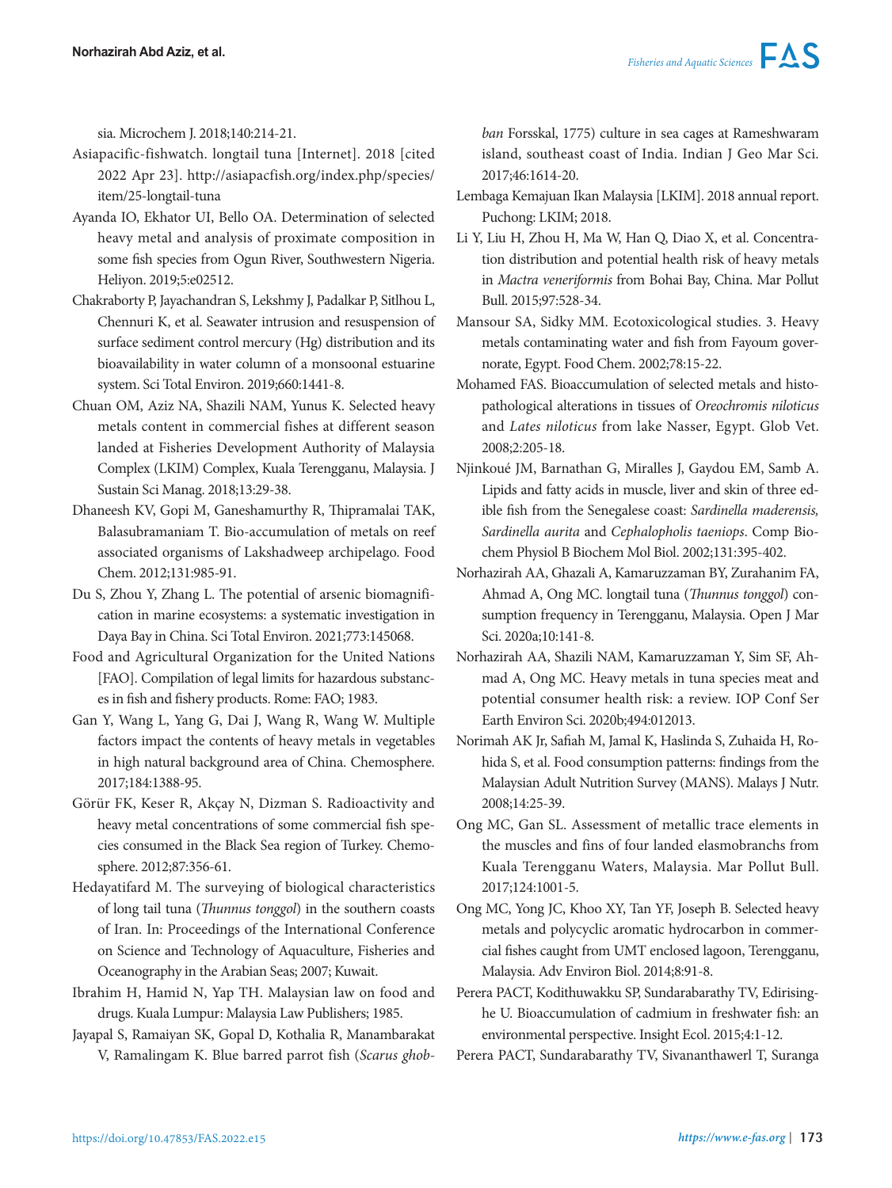sia. Microchem J. 2018;140:214-21.

Asiapacific-fishwatch. longtail tuna [Internet]. 2018 [cited 2022 Apr 23]. http://asiapacfish.org/index.php/species/item/25-longtail-tuna

Ayanda IO, Ekhator UI, Bello OA. Determination of selected heavy metal and analysis of proximate composition in some fish species from Ogun River, Southwestern Nigeria. Heliyon. 2019;5:e02512.

Chakraborty P, Jayachandran S, Lekshmy J, Padalkar P, Sitlhou L, Chennuri K, et al. Seawater intrusion and resuspension of surface sediment control mercury (Hg) distribution and its bioavailability in water column of a monsoonal estuarine system. Sci Total Environ. 2019;660:1441-8.

Chuan OM, Aziz NA, Shazili NAM, Yunus K. Selected heavy metals content in commercial fishes at different season landed at Fisheries Development Authority of Malaysia Complex (LKIM) Complex, Kuala Terengganu, Malaysia. J Sustain Sci Manag. 2018;13:29-38.

Dhaneesh KV, Gopi M, Ganeshamurthy R, Thipramalai TAK, Balasubramaniam T. Bio-accumulation of metals on reef associated organisms of Lakshadweep archipelago. Food Chem. 2012;131:985-91.

Du S, Zhou Y, Zhang L. The potential of arsenic biomagnification in marine ecosystems: a systematic investigation in Daya Bay in China. Sci Total Environ. 2021;773:145068.

Food and Agricultural Organization for the United Nations [FAO]. Compilation of legal limits for hazardous substances in fish and fishery products. Rome: FAO; 1983.

Gan Y, Wang L, Yang G, Dai J, Wang R, Wang W. Multiple factors impact the contents of heavy metals in vegetables in high natural background area of China. Chemosphere. 2017;184:1388-95.

Görür FK, Keser R, Akçay N, Dizman S. Radioactivity and heavy metal concentrations of some commercial fish species consumed in the Black Sea region of Turkey. Chemosphere. 2012;87:356-61.

Hedayatifard M. The surveying of biological characteristics of long tail tuna (*Thunnus tonggol*) in the southern coasts of Iran. In: Proceedings of the International Conference on Science and Technology of Aquaculture, Fisheries and Oceanography in the Arabian Seas; 2007; Kuwait.

Ibrahim H, Hamid N, Yap TH. Malaysian law on food and drugs. Kuala Lumpur: Malaysia Law Publishers; 1985.

Jayapal S, Ramaiyan SK, Gopal D, Kothalia R, Manambarakat V, Ramalingam K. Blue barred parrot fish (*Scarus ghobban* Forsskal, 1775) culture in sea cages at Rameshwaram island, southeast coast of India. Indian J Geo Mar Sci. 2017;46:1614-20.

Lembaga Kemajuan Ikan Malaysia [LKIM]. 2018 annual report. Puchong: LKIM; 2018.

Li Y, Liu H, Zhou H, Ma W, Han Q, Diao X, et al. Concentration distribution and potential health risk of heavy metals in *Mactra veneriformis* from Bohai Bay, China. Mar Pollut Bull. 2015;97:528-34.

Mansour SA, Sidky MM. Ecotoxicological studies. 3. Heavy metals contaminating water and fish from Fayoum governorate, Egypt. Food Chem. 2002;78:15-22.

Mohamed FAS. Bioaccumulation of selected metals and histopathological alterations in tissues of *Oreochromis niloticus* and *Lates niloticus* from lake Nasser, Egypt. Glob Vet. 2008;2:205-18.

Njinkoué JM, Barnathan G, Miralles J, Gaydou EM, Samb A. Lipids and fatty acids in muscle, liver and skin of three edible fish from the Senegalese coast: *Sardinella maderensis, Sardinella aurita* and *Cephalopholis taeniops*. Comp Biochem Physiol B Biochem Mol Biol. 2002;131:395-402.

Norhazirah AA, Ghazali A, Kamaruzzaman BY, Zurahanim FA, Ahmad A, Ong MC. longtail tuna (*Thunnus tonggol*) consumption frequency in Terengganu, Malaysia. Open J Mar Sci. 2020a;10:141-8.

Norhazirah AA, Shazili NAM, Kamaruzzaman Y, Sim SF, Ahmad A, Ong MC. Heavy metals in tuna species meat and potential consumer health risk: a review. IOP Conf Ser Earth Environ Sci. 2020b;494:012013.

Norimah AK Jr, Safiah M, Jamal K, Haslinda S, Zuhaida H, Rohida S, et al. Food consumption patterns: findings from the Malaysian Adult Nutrition Survey (MANS). Malays J Nutr. 2008;14:25-39.

Ong MC, Gan SL. Assessment of metallic trace elements in the muscles and fins of four landed elasmobranchs from Kuala Terengganu Waters, Malaysia. Mar Pollut Bull. 2017;124:1001-5.

Ong MC, Yong JC, Khoo XY, Tan YF, Joseph B. Selected heavy metals and polycyclic aromatic hydrocarbon in commercial fishes caught from UMT enclosed lagoon, Terengganu, Malaysia. Adv Environ Biol. 2014;8:91-8.

Perera PACT, Kodithuwakku SP, Sundarabarathy TV, Edirisinghe U. Bioaccumulation of cadmium in freshwater fish: an environmental perspective. Insight Ecol. 2015;4:1-12.

Perera PACT, Sundarabarathy TV, Sivananthawerl T, Suranga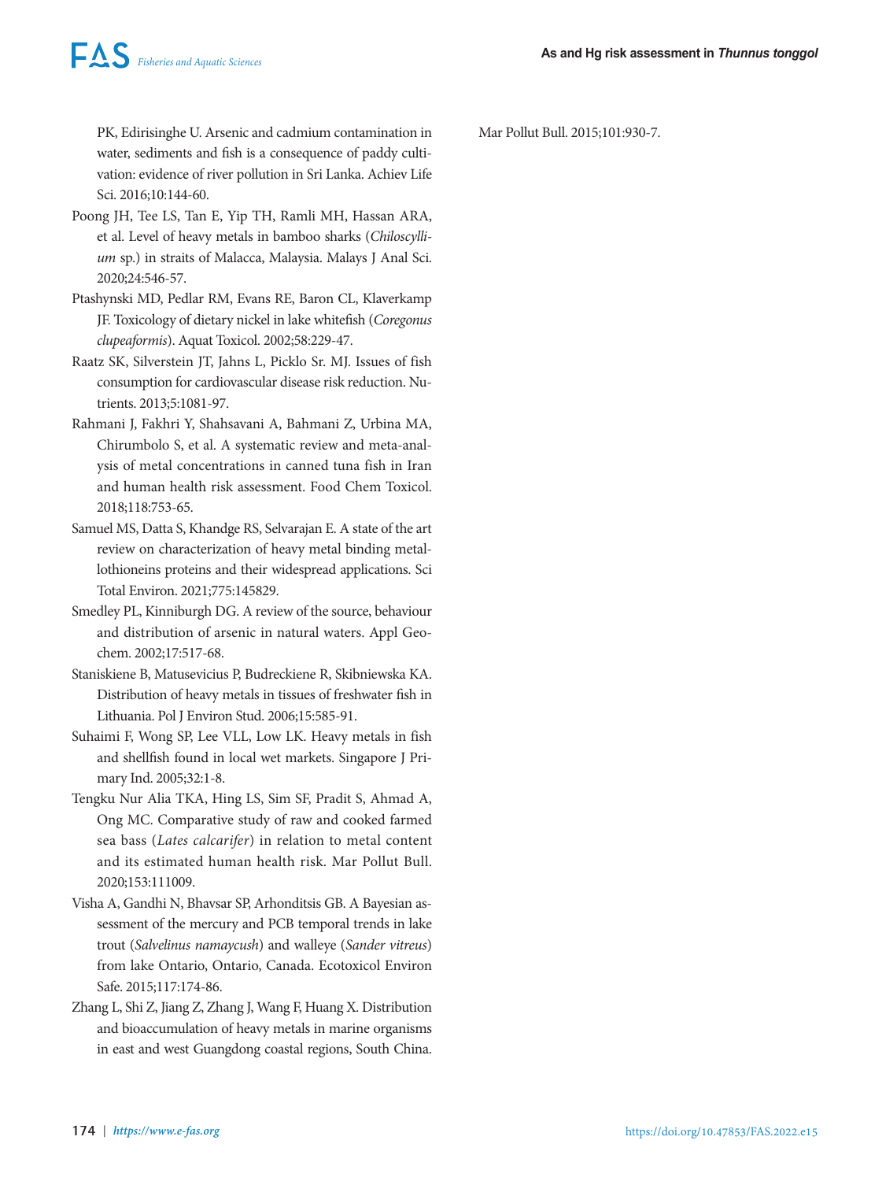PK, Edirisinghe U. Arsenic and cadmium contamination in water, sediments and fish is a consequence of paddy cultivation: evidence of river pollution in Sri Lanka. Achiev Life Sci. 2016;10:144-60.

Poong JH, Tee LS, Tan E, Yip TH, Ramli MH, Hassan ARA, et al. Level of heavy metals in bamboo sharks (*Chiloscyllium* sp.) in straits of Malacca, Malaysia. Malays J Anal Sci. 2020;24:546-57.

Ptashynski MD, Pedlar RM, Evans RE, Baron CL, Klaverkamp JF. Toxicology of dietary nickel in lake whitefish (*Coregonus clupeaformis*). Aquat Toxicol. 2002;58:229-47.

Raatz SK, Silverstein JT, Jahns L, Picklo Sr. MJ. Issues of fish consumption for cardiovascular disease risk reduction. Nutrients. 2013;5:1081-97.

Rahmani J, Fakhri Y, Shahsavani A, Bahmani Z, Urbina MA, Chirumbolo S, et al. A systematic review and meta-analysis of metal concentrations in canned tuna fish in Iran and human health risk assessment. Food Chem Toxicol. 2018;118:753-65.

Samuel MS, Datta S, Khandge RS, Selvarajan E. A state of the art review on characterization of heavy metal binding metallothioneins proteins and their widespread applications. Sci Total Environ. 2021;775:145829.

Smedley PL, Kinniburgh DG. A review of the source, behaviour and distribution of arsenic in natural waters. Appl Geochem. 2002;17:517-68.

Staniskiene B, Matusevicius P, Budreckiene R, Skibniewska KA. Distribution of heavy metals in tissues of freshwater fish in Lithuania. Pol J Environ Stud. 2006;15:585-91.

Suhaimi F, Wong SP, Lee VLL, Low LK. Heavy metals in fish and shellfish found in local wet markets. Singapore J Primary Ind. 2005;32:1-8.

Tengku Nur Alia TKA, Hing LS, Sim SF, Pradit S, Ahmad A, Ong MC. Comparative study of raw and cooked farmed sea bass (*Lates calcarifer*) in relation to metal content and its estimated human health risk. Mar Pollut Bull. 2020;153:111009.

Visha A, Gandhi N, Bhavsar SP, Arhonditsis GB. A Bayesian assessment of the mercury and PCB temporal trends in lake trout (*Salvelinus namaycush*) and walleye (*Sander vitreus*) from lake Ontario, Ontario, Canada. Ecotoxicol Environ Safe. 2015;117:174-86.

Zhang L, Shi Z, Jiang Z, Zhang J, Wang F, Huang X. Distribution and bioaccumulation of heavy metals in marine organisms in east and west Guangdong coastal regions, South China. Mar Pollut Bull. 2015;101:930-7.